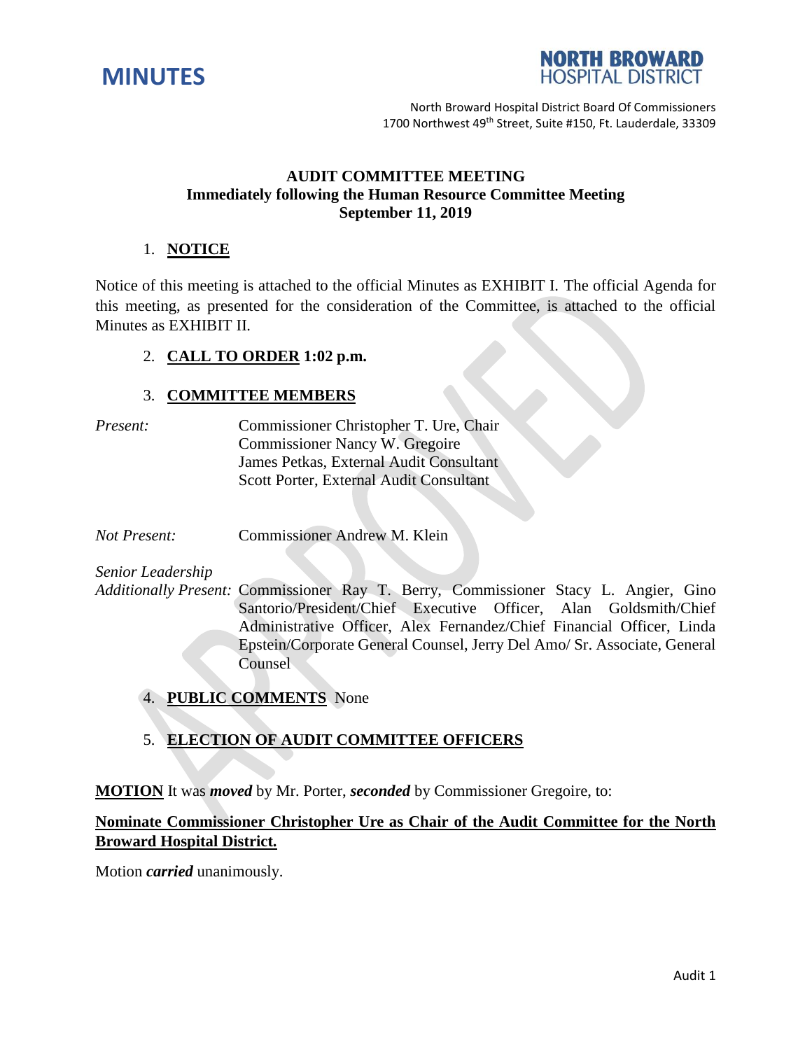# MINUTES

**NORTH BROWARD HOSPITAL DISTRICT**

North Broward Hospital District Board Of Commissioners
1700 Northwest 49th Street, Suite #150, Ft. Lauderdale, 33309

**AUDIT COMMITTEE MEETING**
**Immediately following the Human Resource Committee Meeting**
**September 11, 2019**

1. **NOTICE**

Notice of this meeting is attached to the official Minutes as EXHIBIT I. The official Agenda for this meeting, as presented for the consideration of the Committee, is attached to the official Minutes as EXHIBIT II.

2. **CALL TO ORDER 1:02 p.m.**

3. **COMMITTEE MEMBERS**

*Present:* Commissioner Christopher T. Ure, Chair
Commissioner Nancy W. Gregoire
James Petkas, External Audit Consultant
Scott Porter, External Audit Consultant

*Not Present:* Commissioner Andrew M. Klein

*Senior Leadership Additionally Present:* Commissioner Ray T. Berry, Commissioner Stacy L. Angier, Gino Santorio/President/Chief Executive Officer, Alan Goldsmith/Chief Administrative Officer, Alex Fernandez/Chief Financial Officer, Linda Epstein/Corporate General Counsel, Jerry Del Amo/ Sr. Associate, General Counsel

4. **PUBLIC COMMENTS** None

5. **ELECTION OF AUDIT COMMITTEE OFFICERS**

**MOTION** It was ***moved*** by Mr. Porter, ***seconded*** by Commissioner Gregoire, to:

**Nominate Commissioner Christopher Ure as Chair of the Audit Committee for the North Broward Hospital District.**

Motion ***carried*** unanimously.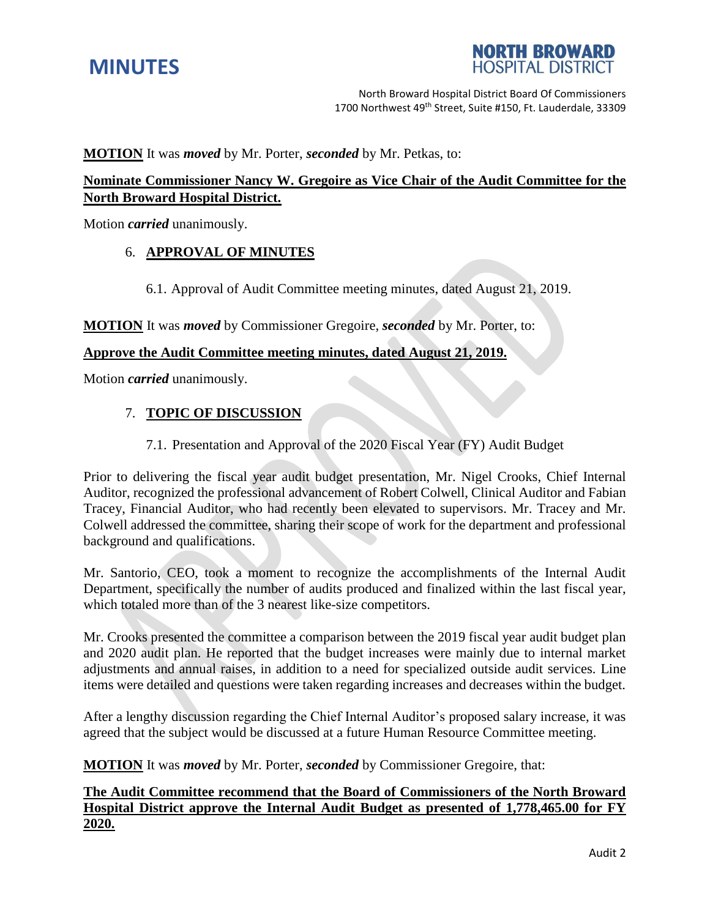**MOTION** It was ***moved*** by Mr. Porter, ***seconded*** by Mr. Petkas, to:

**Nominate Commissioner Nancy W. Gregoire as Vice Chair of the Audit Committee for the North Broward Hospital District.**

Motion ***carried*** unanimously.

6. **APPROVAL OF MINUTES**

   6.1. Approval of Audit Committee meeting minutes, dated August 21, 2019.

**MOTION** It was ***moved*** by Commissioner Gregoire, ***seconded*** by Mr. Porter, to:

**Approve the Audit Committee meeting minutes, dated August 21, 2019.**

Motion ***carried*** unanimously.

7. **TOPIC OF DISCUSSION**

   7.1. Presentation and Approval of the 2020 Fiscal Year (FY) Audit Budget

Prior to delivering the fiscal year audit budget presentation, Mr. Nigel Crooks, Chief Internal Auditor, recognized the professional advancement of Robert Colwell, Clinical Auditor and Fabian Tracey, Financial Auditor, who had recently been elevated to supervisors. Mr. Tracey and Mr. Colwell addressed the committee, sharing their scope of work for the department and professional background and qualifications.

Mr. Santorio, CEO, took a moment to recognize the accomplishments of the Internal Audit Department, specifically the number of audits produced and finalized within the last fiscal year, which totaled more than of the 3 nearest like-size competitors.

Mr. Crooks presented the committee a comparison between the 2019 fiscal year audit budget plan and 2020 audit plan. He reported that the budget increases were mainly due to internal market adjustments and annual raises, in addition to a need for specialized outside audit services. Line items were detailed and questions were taken regarding increases and decreases within the budget.

After a lengthy discussion regarding the Chief Internal Auditor's proposed salary increase, it was agreed that the subject would be discussed at a future Human Resource Committee meeting.

**MOTION** It was ***moved*** by Mr. Porter, ***seconded*** by Commissioner Gregoire, that:

**The Audit Committee recommend that the Board of Commissioners of the North Broward Hospital District approve the Internal Audit Budget as presented of 1,778,465.00 for FY 2020.**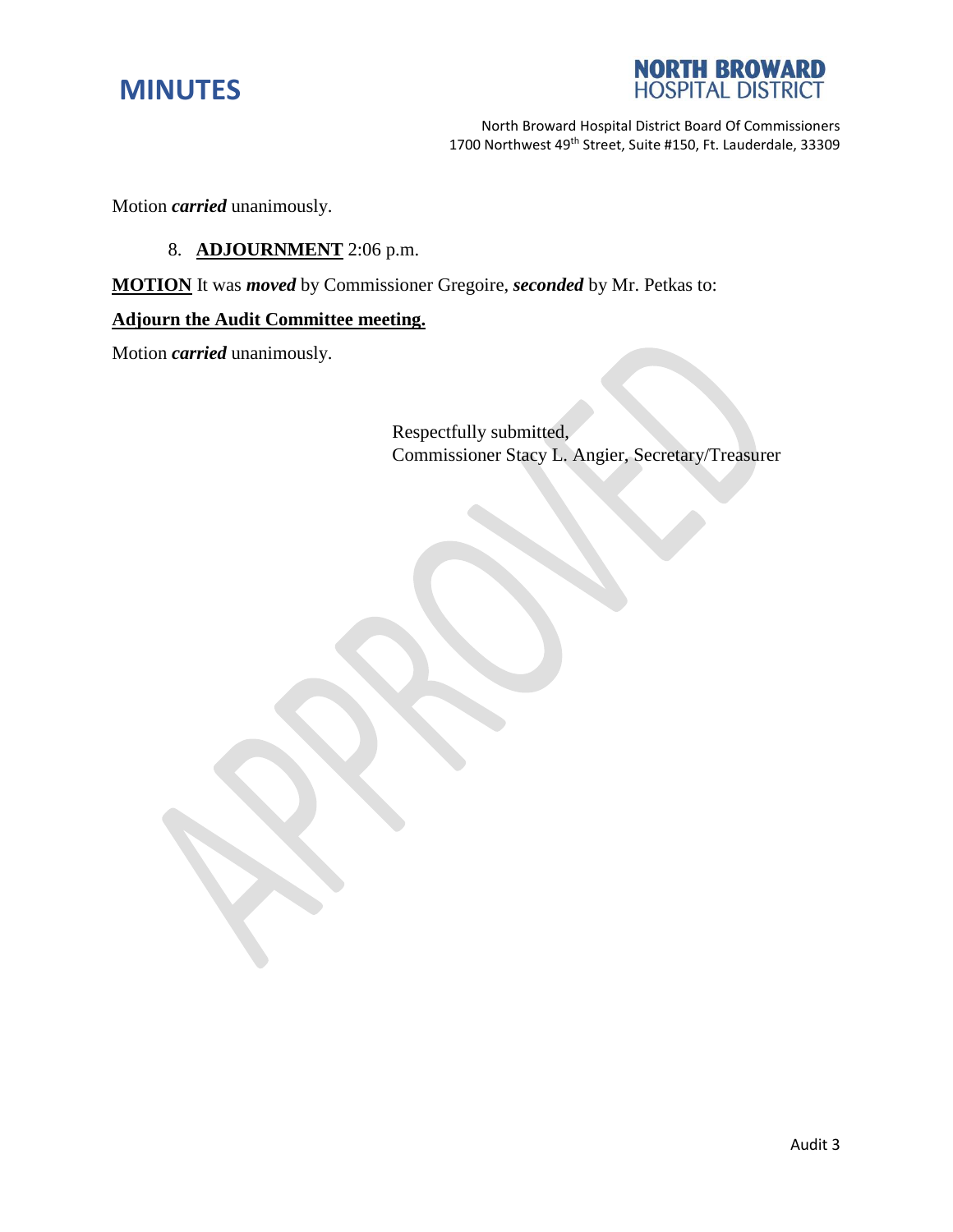Motion ***carried*** unanimously.

8. **ADJOURNMENT** 2:06 p.m.

**MOTION** It was ***moved*** by Commissioner Gregoire, ***seconded*** by Mr. Petkas to:

**Adjourn the Audit Committee meeting.**

Motion ***carried*** unanimously.

Respectfully submitted,
Commissioner Stacy L. Angier, Secretary/Treasurer